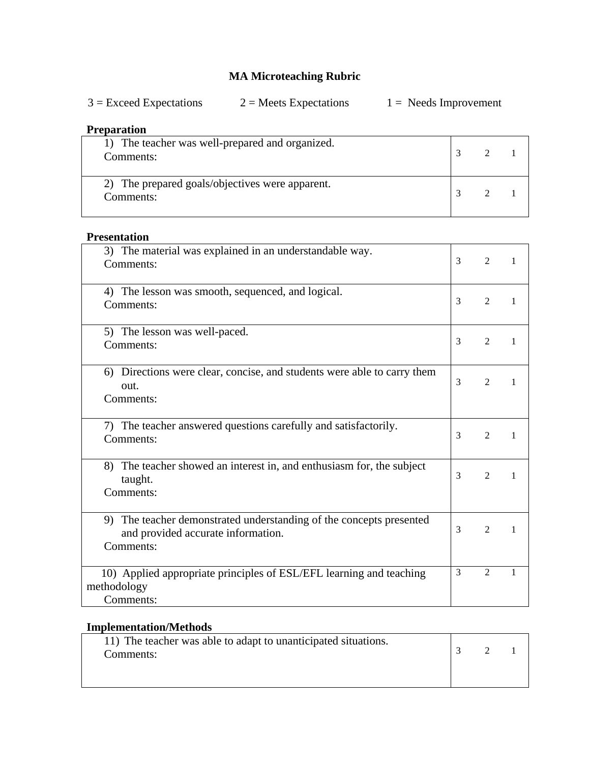# MA Microteaching Rubric

3 = Exceed Expectations 2 = Meets Expectations 1 = Needs Improvement

**Preparation**

| | |
|---|---|
| 1) The teacher was well-prepared and organized.<br>Comments: | 3 2 1 |
| 2) The prepared goals/objectives were apparent.<br>Comments: | 3 2 1 |

**Presentation**

| | |
|---|---|
| 3) The material was explained in an understandable way.<br>Comments: | 3 2 1 |
| 4) The lesson was smooth, sequenced, and logical.<br>Comments: | 3 2 1 |
| 5) The lesson was well-paced.<br>Comments: | 3 2 1 |
| 6) Directions were clear, concise, and students were able to carry them out.<br>Comments: | 3 2 1 |
| 7) The teacher answered questions carefully and satisfactorily.<br>Comments: | 3 2 1 |
| 8) The teacher showed an interest in, and enthusiasm for, the subject taught.<br>Comments: | 3 2 1 |
| 9) The teacher demonstrated understanding of the concepts presented and provided accurate information.<br>Comments: | 3 2 1 |
| 10) Applied appropriate principles of ESL/EFL learning and teaching methodology<br>Comments: | 3 2 1 |

**Implementation/Methods**

| | |
|---|---|
| 11) The teacher was able to adapt to unanticipated situations.<br>Comments: | 3 2 1 |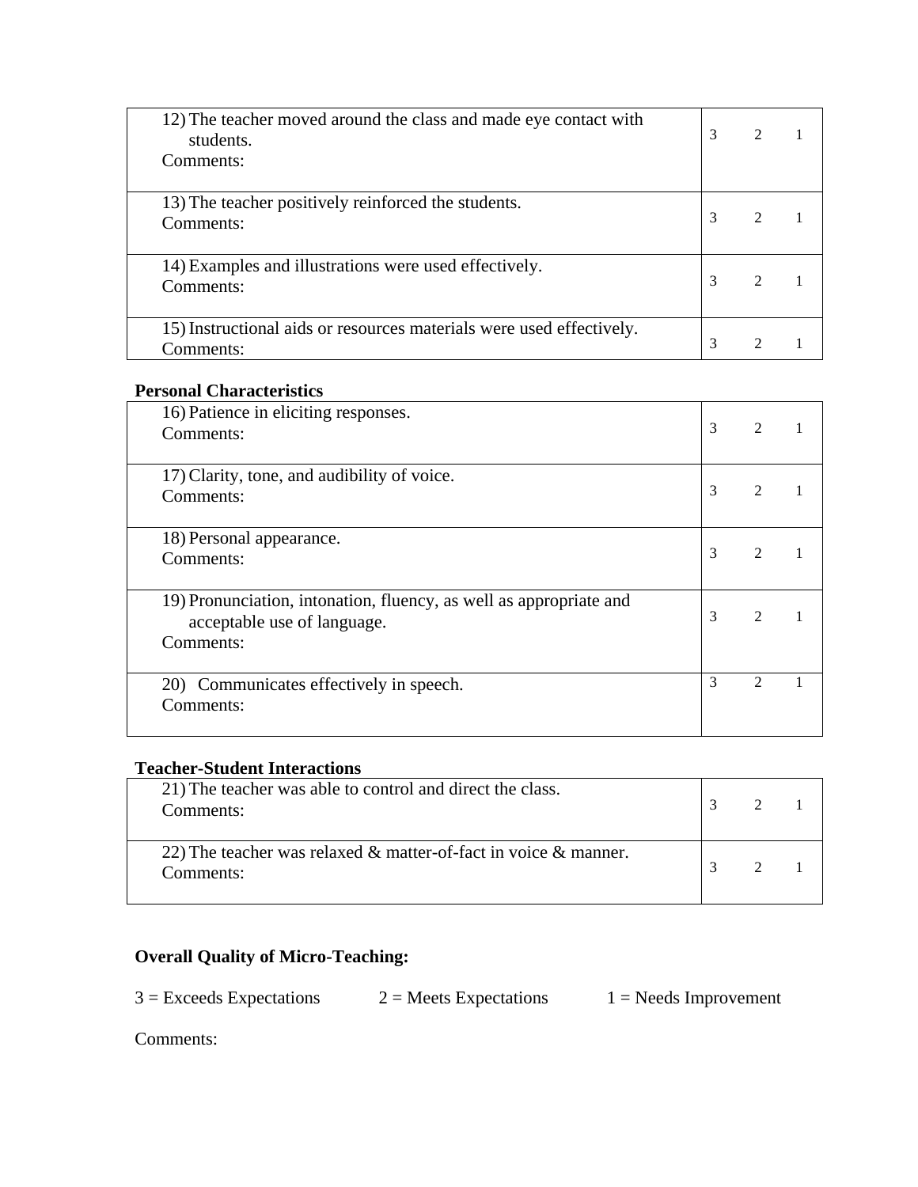| | |
|---|---|
| 12) The teacher moved around the class and made eye contact with students.<br>Comments: | 3 2 1 |
| 13) The teacher positively reinforced the students.<br>Comments: | 3 2 1 |
| 14) Examples and illustrations were used effectively.<br>Comments: | 3 2 1 |
| 15) Instructional aids or resources materials were used effectively.<br>Comments: | 3 2 1 |

**Personal Characteristics**

| | |
|---|---|
| 16) Patience in eliciting responses.<br>Comments: | 3 2 1 |
| 17) Clarity, tone, and audibility of voice.<br>Comments: | 3 2 1 |
| 18) Personal appearance.<br>Comments: | 3 2 1 |
| 19) Pronunciation, intonation, fluency, as well as appropriate and acceptable use of language.<br>Comments: | 3 2 1 |
| 20) Communicates effectively in speech.<br>Comments: | 3 2 1 |

**Teacher-Student Interactions**

| | |
|---|---|
| 21) The teacher was able to control and direct the class.<br>Comments: | 3 2 1 |
| 22) The teacher was relaxed & matter-of-fact in voice & manner.<br>Comments: | 3 2 1 |

**Overall Quality of Micro-Teaching:**

3 = Exceeds Expectations 2 = Meets Expectations 1 = Needs Improvement

Comments: